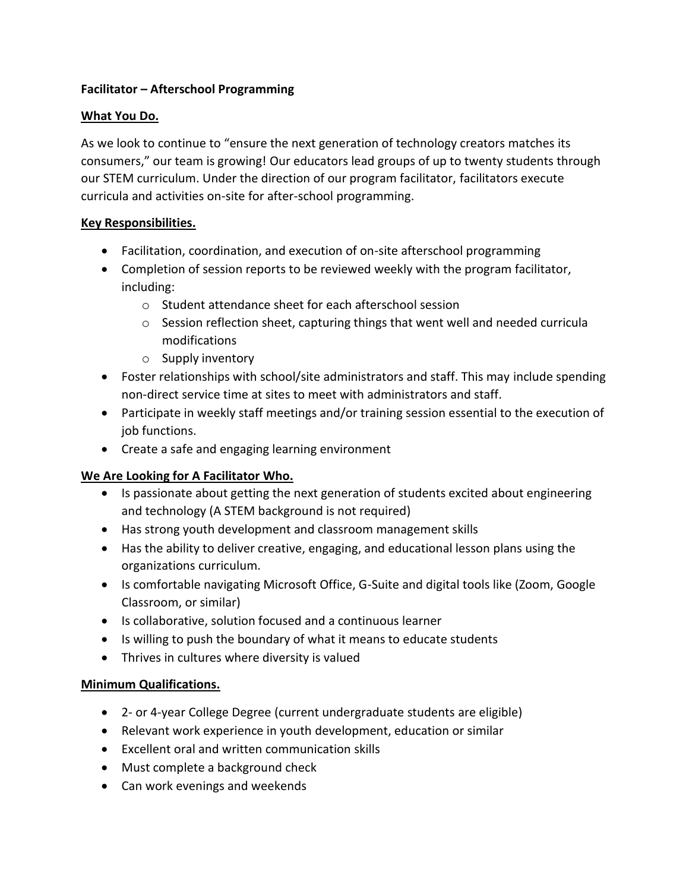**Facilitator – Afterschool Programming**

**What You Do.**

As we look to continue to "ensure the next generation of technology creators matches its consumers," our team is growing! Our educators lead groups of up to twenty students through our STEM curriculum. Under the direction of our program facilitator, facilitators execute curricula and activities on-site for after-school programming.

**Key Responsibilities.**

- Facilitation, coordination, and execution of on-site afterschool programming
- Completion of session reports to be reviewed weekly with the program facilitator, including:
  - Student attendance sheet for each afterschool session
  - Session reflection sheet, capturing things that went well and needed curricula modifications
  - Supply inventory
- Foster relationships with school/site administrators and staff. This may include spending non-direct service time at sites to meet with administrators and staff.
- Participate in weekly staff meetings and/or training session essential to the execution of job functions.
- Create a safe and engaging learning environment

**We Are Looking for A Facilitator Who.**

- Is passionate about getting the next generation of students excited about engineering and technology (A STEM background is not required)
- Has strong youth development and classroom management skills
- Has the ability to deliver creative, engaging, and educational lesson plans using the organizations curriculum.
- Is comfortable navigating Microsoft Office, G-Suite and digital tools like (Zoom, Google Classroom, or similar)
- Is collaborative, solution focused and a continuous learner
- Is willing to push the boundary of what it means to educate students
- Thrives in cultures where diversity is valued

**Minimum Qualifications.**

- 2- or 4-year College Degree (current undergraduate students are eligible)
- Relevant work experience in youth development, education or similar
- Excellent oral and written communication skills
- Must complete a background check
- Can work evenings and weekends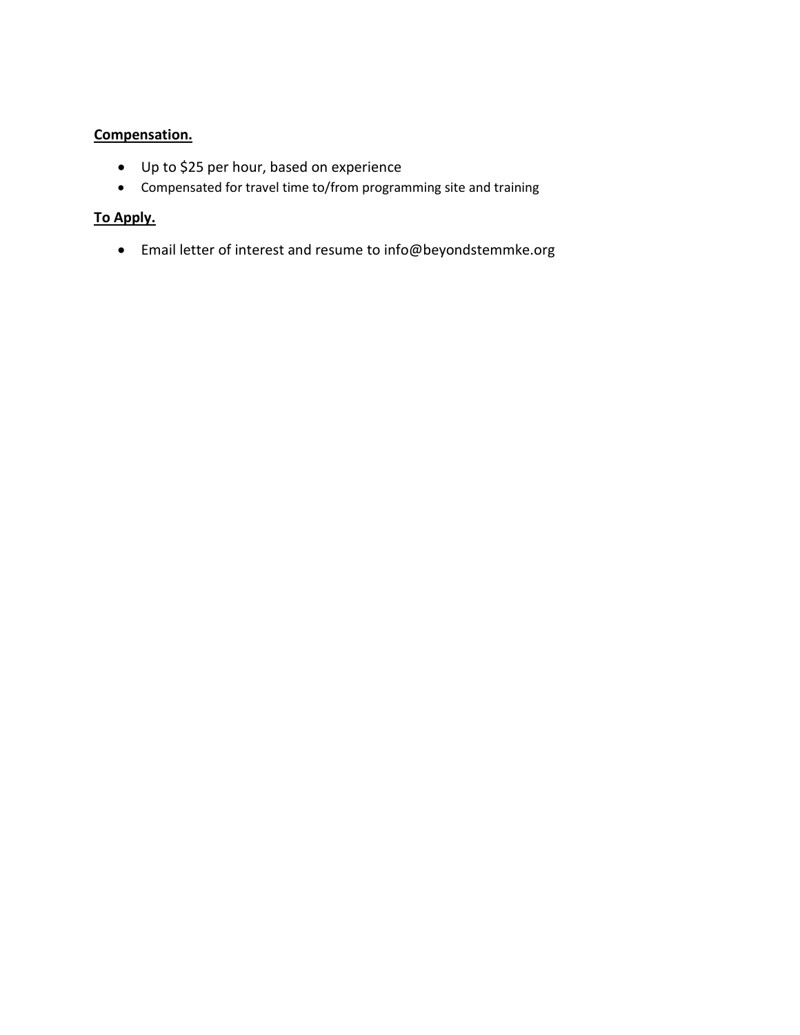**Compensation.**

- Up to $25 per hour, based on experience
- Compensated for travel time to/from programming site and training

**To Apply.**

- Email letter of interest and resume to info@beyondstemmke.org